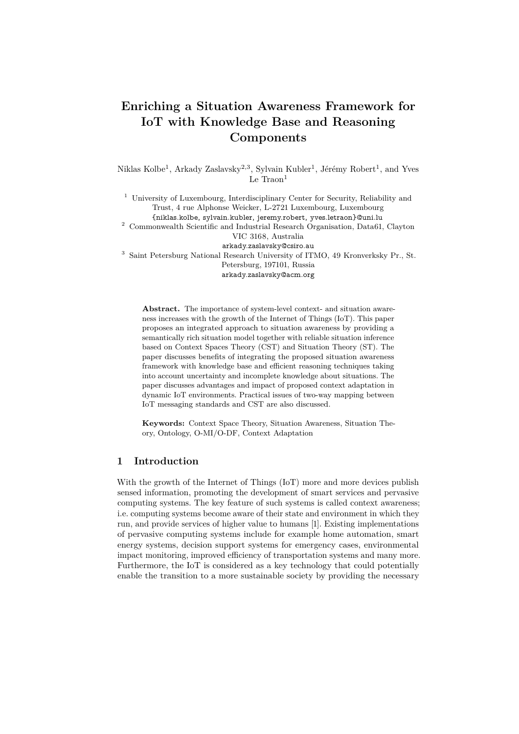# Enriching a Situation Awareness Framework for IoT with Knowledge Base and Reasoning Components

Niklas Kolbe[1], Arkady Zaslavsky[2,3], Sylvain Kubler[1], Jérémy Robert[1], and Yves Le Traon[1]

[1] University of Luxembourg, Interdisciplinary Center for Security, Reliability and Trust, 4 rue Alphonse Weicker, L-2721 Luxembourg, Luxembourg
{niklas.kolbe, sylvain.kubler, jeremy.robert, yves.letraon}@uni.lu

[2] Commonwealth Scientific and Industrial Research Organisation, Data61, Clayton VIC 3168, Australia
arkady.zaslavsky@csiro.au

[3] Saint Petersburg National Research University of ITMO, 49 Kronverksky Pr., St. Petersburg, 197101, Russia
arkady.zaslavsky@acm.org

**Abstract.** The importance of system-level context- and situation awareness increases with the growth of the Internet of Things (IoT). This paper proposes an integrated approach to situation awareness by providing a semantically rich situation model together with reliable situation inference based on Context Spaces Theory (CST) and Situation Theory (ST). The paper discusses benefits of integrating the proposed situation awareness framework with knowledge base and efficient reasoning techniques taking into account uncertainty and incomplete knowledge about situations. The paper discusses advantages and impact of proposed context adaptation in dynamic IoT environments. Practical issues of two-way mapping between IoT messaging standards and CST are also discussed.

**Keywords:** Context Space Theory, Situation Awareness, Situation Theory, Ontology, O-MI/O-DF, Context Adaptation

## 1 Introduction

With the growth of the Internet of Things (IoT) more and more devices publish sensed information, promoting the development of smart services and pervasive computing systems. The key feature of such systems is called context awareness; i.e. computing systems become aware of their state and environment in which they run, and provide services of higher value to humans [1]. Existing implementations of pervasive computing systems include for example home automation, smart energy systems, decision support systems for emergency cases, environmental impact monitoring, improved efficiency of transportation systems and many more. Furthermore, the IoT is considered as a key technology that could potentially enable the transition to a more sustainable society by providing the necessary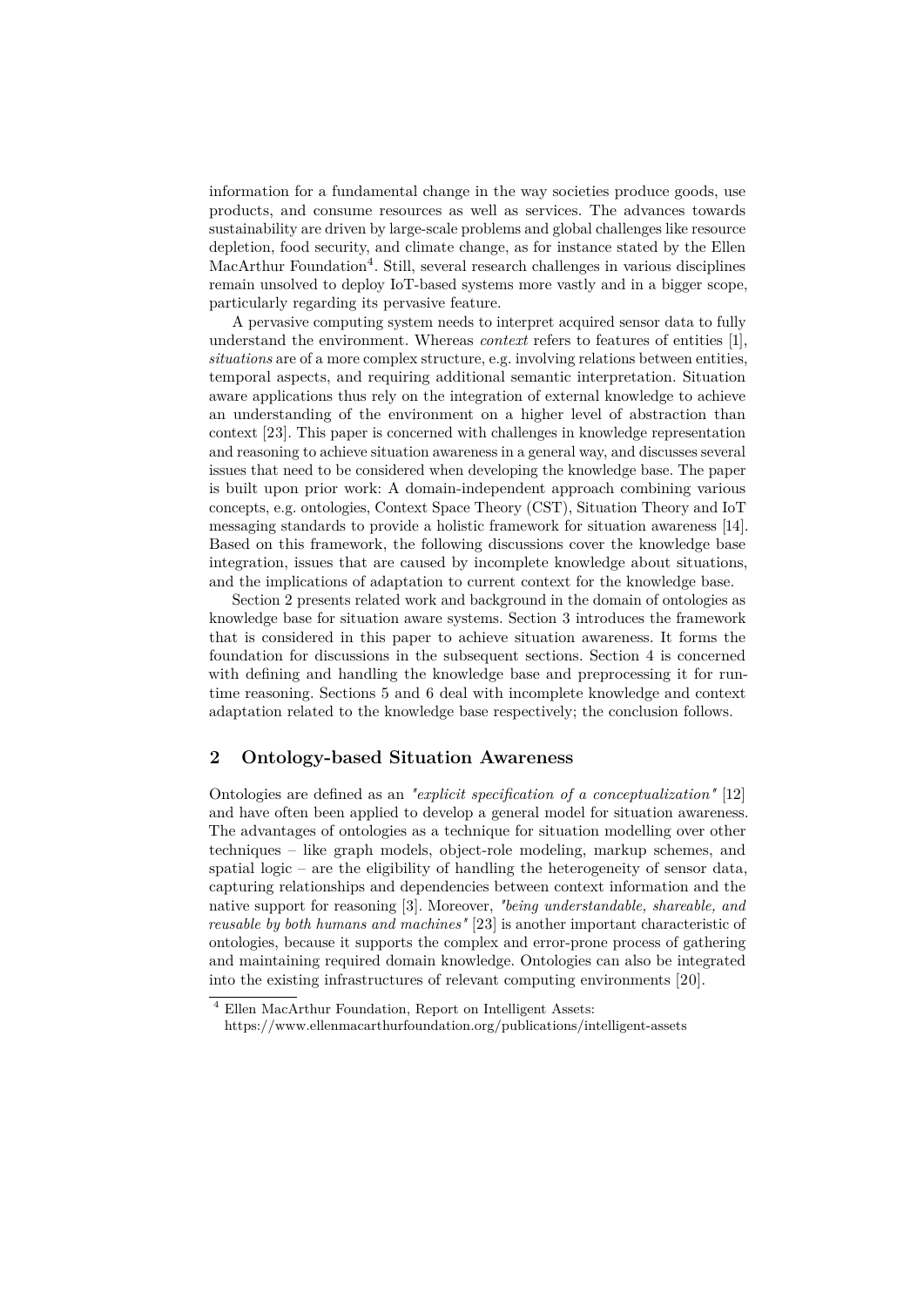information for a fundamental change in the way societies produce goods, use products, and consume resources as well as services. The advances towards sustainability are driven by large-scale problems and global challenges like resource depletion, food security, and climate change, as for instance stated by the Ellen MacArthur Foundation[4]. Still, several research challenges in various disciplines remain unsolved to deploy IoT-based systems more vastly and in a bigger scope, particularly regarding its pervasive feature.

A pervasive computing system needs to interpret acquired sensor data to fully understand the environment. Whereas *context* refers to features of entities [1], *situations* are of a more complex structure, e.g. involving relations between entities, temporal aspects, and requiring additional semantic interpretation. Situation aware applications thus rely on the integration of external knowledge to achieve an understanding of the environment on a higher level of abstraction than context [23]. This paper is concerned with challenges in knowledge representation and reasoning to achieve situation awareness in a general way, and discusses several issues that need to be considered when developing the knowledge base. The paper is built upon prior work: A domain-independent approach combining various concepts, e.g. ontologies, Context Space Theory (CST), Situation Theory and IoT messaging standards to provide a holistic framework for situation awareness [14]. Based on this framework, the following discussions cover the knowledge base integration, issues that are caused by incomplete knowledge about situations, and the implications of adaptation to current context for the knowledge base.

Section 2 presents related work and background in the domain of ontologies as knowledge base for situation aware systems. Section 3 introduces the framework that is considered in this paper to achieve situation awareness. It forms the foundation for discussions in the subsequent sections. Section 4 is concerned with defining and handling the knowledge base and preprocessing it for run-time reasoning. Sections 5 and 6 deal with incomplete knowledge and context adaptation related to the knowledge base respectively; the conclusion follows.

## 2 Ontology-based Situation Awareness

Ontologies are defined as an *"explicit specification of a conceptualization"* [12] and have often been applied to develop a general model for situation awareness. The advantages of ontologies as a technique for situation modelling over other techniques – like graph models, object-role modeling, markup schemes, and spatial logic – are the eligibility of handling the heterogeneity of sensor data, capturing relationships and dependencies between context information and the native support for reasoning [3]. Moreover, *"being understandable, shareable, and reusable by both humans and machines"* [23] is another important characteristic of ontologies, because it supports the complex and error-prone process of gathering and maintaining required domain knowledge. Ontologies can also be integrated into the existing infrastructures of relevant computing environments [20].

[4] Ellen MacArthur Foundation, Report on Intelligent Assets: https://www.ellenmacarthurfoundation.org/publications/intelligent-assets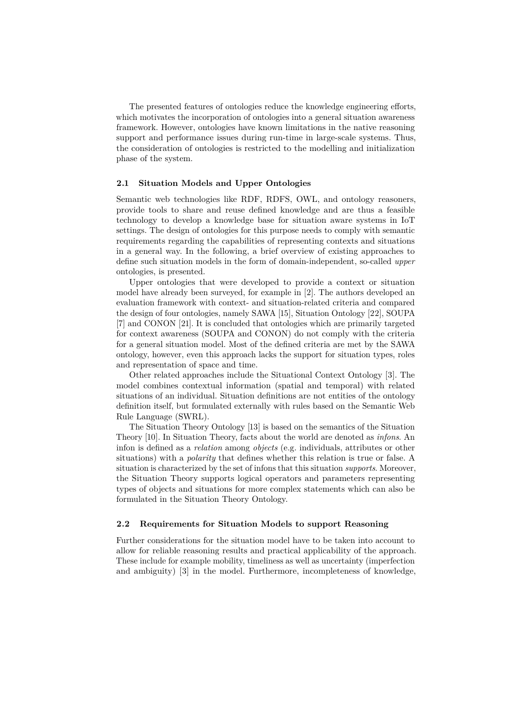The presented features of ontologies reduce the knowledge engineering efforts, which motivates the incorporation of ontologies into a general situation awareness framework. However, ontologies have known limitations in the native reasoning support and performance issues during run-time in large-scale systems. Thus, the consideration of ontologies is restricted to the modelling and initialization phase of the system.

### 2.1 Situation Models and Upper Ontologies

Semantic web technologies like RDF, RDFS, OWL, and ontology reasoners, provide tools to share and reuse defined knowledge and are thus a feasible technology to develop a knowledge base for situation aware systems in IoT settings. The design of ontologies for this purpose needs to comply with semantic requirements regarding the capabilities of representing contexts and situations in a general way. In the following, a brief overview of existing approaches to define such situation models in the form of domain-independent, so-called *upper* ontologies, is presented.

Upper ontologies that were developed to provide a context or situation model have already been surveyed, for example in [2]. The authors developed an evaluation framework with context- and situation-related criteria and compared the design of four ontologies, namely SAWA [15], Situation Ontology [22], SOUPA [7] and CONON [21]. It is concluded that ontologies which are primarily targeted for context awareness (SOUPA and CONON) do not comply with the criteria for a general situation model. Most of the defined criteria are met by the SAWA ontology, however, even this approach lacks the support for situation types, roles and representation of space and time.

Other related approaches include the Situational Context Ontology [3]. The model combines contextual information (spatial and temporal) with related situations of an individual. Situation definitions are not entities of the ontology definition itself, but formulated externally with rules based on the Semantic Web Rule Language (SWRL).

The Situation Theory Ontology [13] is based on the semantics of the Situation Theory [10]. In Situation Theory, facts about the world are denoted as *infons*. An infon is defined as a *relation* among *objects* (e.g. individuals, attributes or other situations) with a *polarity* that defines whether this relation is true or false. A situation is characterized by the set of infons that this situation *supports*. Moreover, the Situation Theory supports logical operators and parameters representing types of objects and situations for more complex statements which can also be formulated in the Situation Theory Ontology.

### 2.2 Requirements for Situation Models to support Reasoning

Further considerations for the situation model have to be taken into account to allow for reliable reasoning results and practical applicability of the approach. These include for example mobility, timeliness as well as uncertainty (imperfection and ambiguity) [3] in the model. Furthermore, incompleteness of knowledge,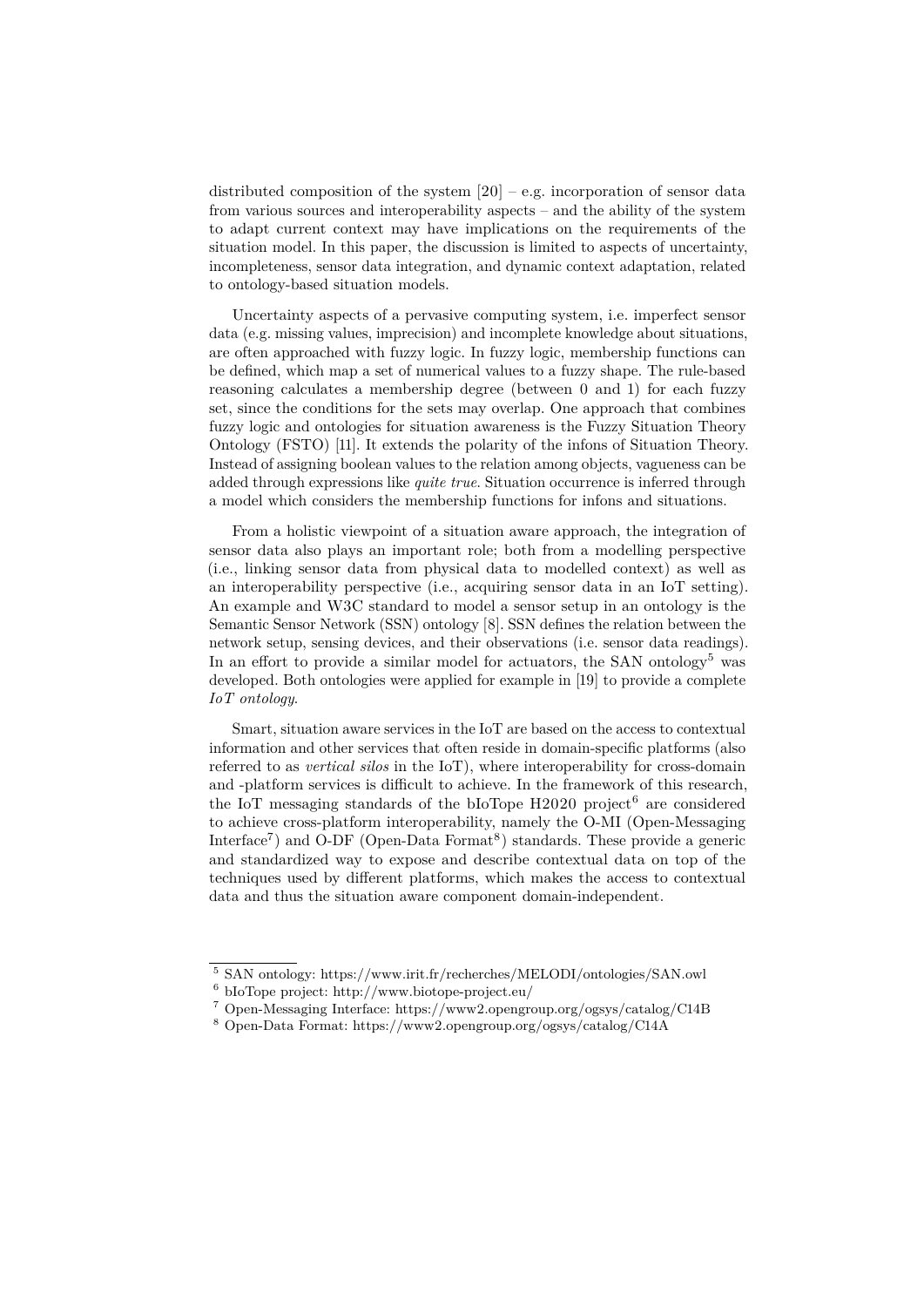distributed composition of the system [20] – e.g. incorporation of sensor data from various sources and interoperability aspects – and the ability of the system to adapt current context may have implications on the requirements of the situation model. In this paper, the discussion is limited to aspects of uncertainty, incompleteness, sensor data integration, and dynamic context adaptation, related to ontology-based situation models.

Uncertainty aspects of a pervasive computing system, i.e. imperfect sensor data (e.g. missing values, imprecision) and incomplete knowledge about situations, are often approached with fuzzy logic. In fuzzy logic, membership functions can be defined, which map a set of numerical values to a fuzzy shape. The rule-based reasoning calculates a membership degree (between 0 and 1) for each fuzzy set, since the conditions for the sets may overlap. One approach that combines fuzzy logic and ontologies for situation awareness is the Fuzzy Situation Theory Ontology (FSTO) [11]. It extends the polarity of the infons of Situation Theory. Instead of assigning boolean values to the relation among objects, vagueness can be added through expressions like *quite true*. Situation occurrence is inferred through a model which considers the membership functions for infons and situations.

From a holistic viewpoint of a situation aware approach, the integration of sensor data also plays an important role; both from a modelling perspective (i.e., linking sensor data from physical data to modelled context) as well as an interoperability perspective (i.e., acquiring sensor data in an IoT setting). An example and W3C standard to model a sensor setup in an ontology is the Semantic Sensor Network (SSN) ontology [8]. SSN defines the relation between the network setup, sensing devices, and their observations (i.e. sensor data readings). In an effort to provide a similar model for actuators, the SAN ontology[5] was developed. Both ontologies were applied for example in [19] to provide a complete *IoT ontology*.

Smart, situation aware services in the IoT are based on the access to contextual information and other services that often reside in domain-specific platforms (also referred to as *vertical silos* in the IoT), where interoperability for cross-domain and -platform services is difficult to achieve. In the framework of this research, the IoT messaging standards of the bIoTope H2020 project[6] are considered to achieve cross-platform interoperability, namely the O-MI (Open-Messaging Interface[7]) and O-DF (Open-Data Format[8]) standards. These provide a generic and standardized way to expose and describe contextual data on top of the techniques used by different platforms, which makes the access to contextual data and thus the situation aware component domain-independent.

[5] SAN ontology: https://www.irit.fr/recherches/MELODI/ontologies/SAN.owl
[6] bIoTope project: http://www.biotope-project.eu/
[7] Open-Messaging Interface: https://www2.opengroup.org/ogsys/catalog/C14B
[8] Open-Data Format: https://www2.opengroup.org/ogsys/catalog/C14A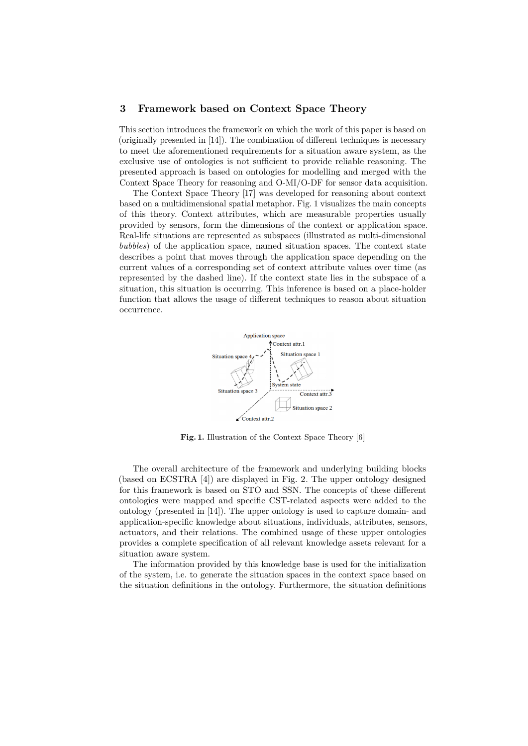## 3 Framework based on Context Space Theory

This section introduces the framework on which the work of this paper is based on (originally presented in [14]). The combination of different techniques is necessary to meet the aforementioned requirements for a situation aware system, as the exclusive use of ontologies is not sufficient to provide reliable reasoning. The presented approach is based on ontologies for modelling and merged with the Context Space Theory for reasoning and O-MI/O-DF for sensor data acquisition.

The Context Space Theory [17] was developed for reasoning about context based on a multidimensional spatial metaphor. Fig. 1 visualizes the main concepts of this theory. Context attributes, which are measurable properties usually provided by sensors, form the dimensions of the context or application space. Real-life situations are represented as subspaces (illustrated as multi-dimensional *bubbles*) of the application space, named situation spaces. The context state describes a point that moves through the application space depending on the current values of a corresponding set of context attribute values over time (as represented by the dashed line). If the context state lies in the subspace of a situation, this situation is occurring. This inference is based on a place-holder function that allows the usage of different techniques to reason about situation occurrence.

**Fig. 1.** Illustration of the Context Space Theory [6]

The overall architecture of the framework and underlying building blocks (based on ECSTRA [4]) are displayed in Fig. 2. The upper ontology designed for this framework is based on STO and SSN. The concepts of these different ontologies were mapped and specific CST-related aspects were added to the ontology (presented in [14]). The upper ontology is used to capture domain- and application-specific knowledge about situations, individuals, attributes, sensors, actuators, and their relations. The combined usage of these upper ontologies provides a complete specification of all relevant knowledge assets relevant for a situation aware system.

The information provided by this knowledge base is used for the initialization of the system, i.e. to generate the situation spaces in the context space based on the situation definitions in the ontology. Furthermore, the situation definitions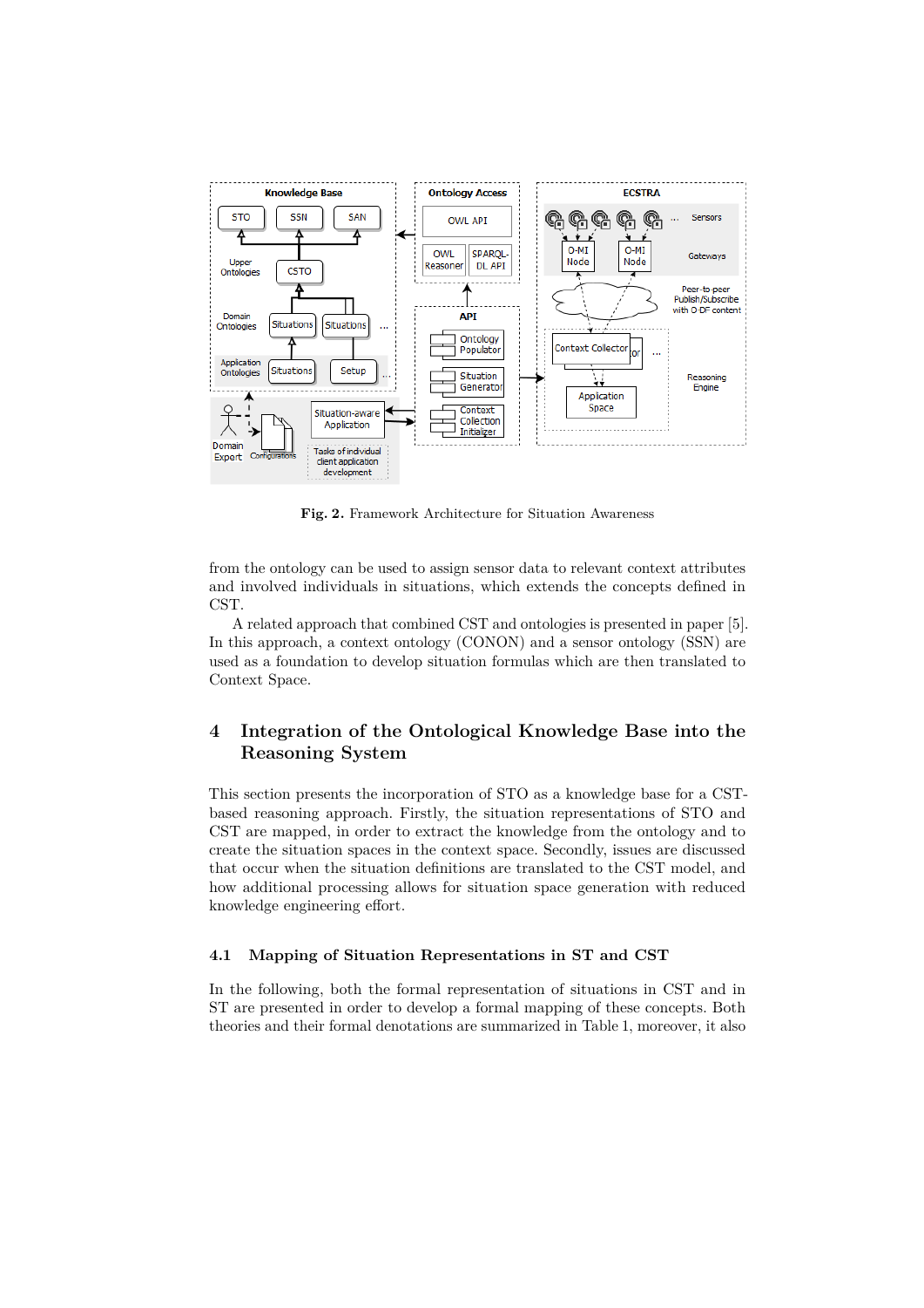**Fig. 2.** Framework Architecture for Situation Awareness

from the ontology can be used to assign sensor data to relevant context attributes and involved individuals in situations, which extends the concepts defined in CST.

A related approach that combined CST and ontologies is presented in paper [5]. In this approach, a context ontology (CONON) and a sensor ontology (SSN) are used as a foundation to develop situation formulas which are then translated to Context Space.

## 4 Integration of the Ontological Knowledge Base into the Reasoning System

This section presents the incorporation of STO as a knowledge base for a CST-based reasoning approach. Firstly, the situation representations of STO and CST are mapped, in order to extract the knowledge from the ontology and to create the situation spaces in the context space. Secondly, issues are discussed that occur when the situation definitions are translated to the CST model, and how additional processing allows for situation space generation with reduced knowledge engineering effort.

### 4.1 Mapping of Situation Representations in ST and CST

In the following, both the formal representation of situations in CST and in ST are presented in order to develop a formal mapping of these concepts. Both theories and their formal denotations are summarized in Table 1, moreover, it also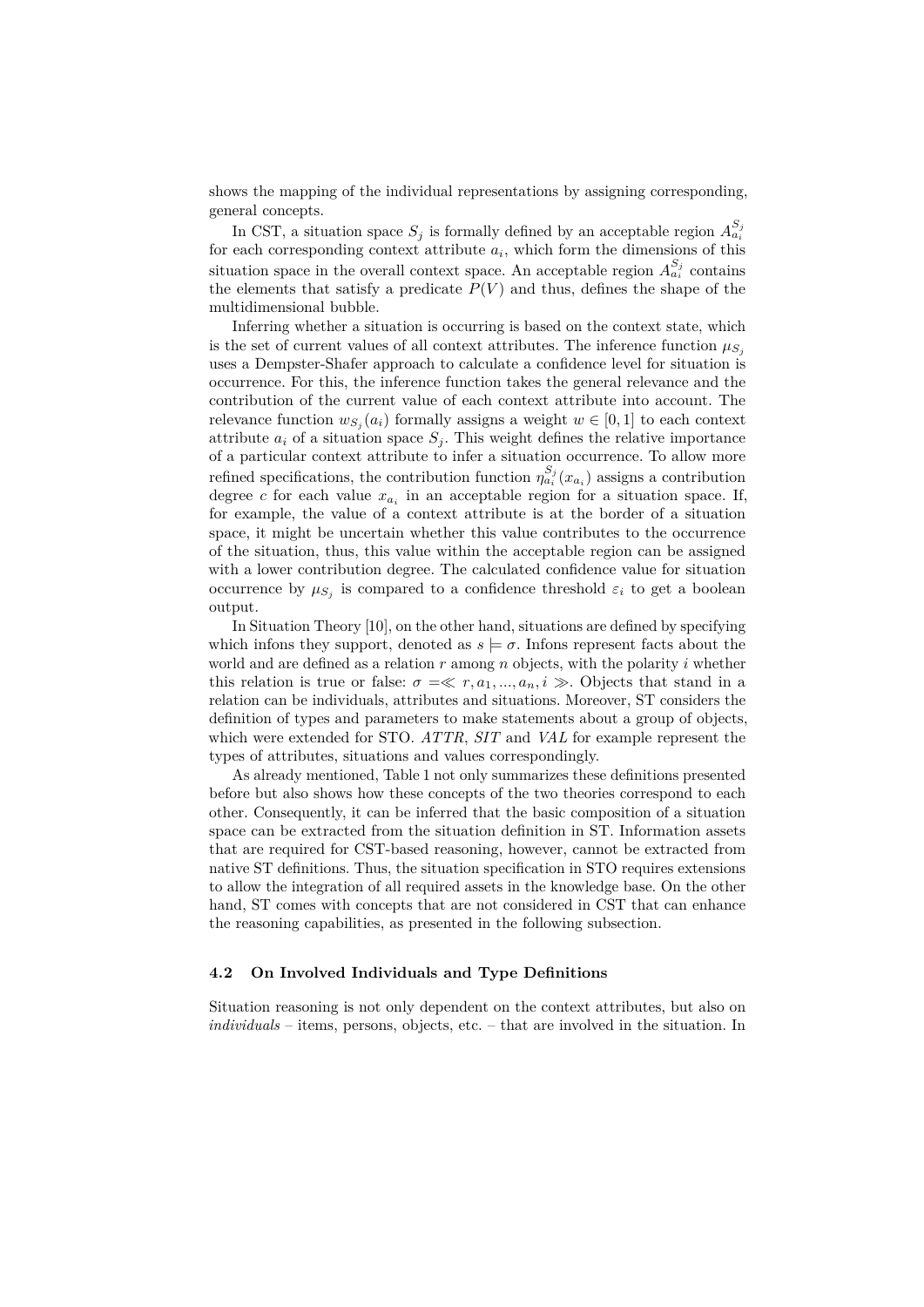shows the mapping of the individual representations by assigning corresponding, general concepts.

In CST, a situation space $S_j$ is formally defined by an acceptable region $A^{S_j}_{a_i}$ for each corresponding context attribute $a_i$, which form the dimensions of this situation space in the overall context space. An acceptable region $A^{S_j}_{a_i}$ contains the elements that satisfy a predicate $P(V)$ and thus, defines the shape of the multidimensional bubble.

Inferring whether a situation is occurring is based on the context state, which is the set of current values of all context attributes. The inference function $\mu_{S_j}$ uses a Dempster-Shafer approach to calculate a confidence level for situation is occurrence. For this, the inference function takes the general relevance and the contribution of the current value of each context attribute into account. The relevance function $w_{S_j}(a_i)$ formally assigns a weight $w \in [0, 1]$ to each context attribute $a_i$ of a situation space $S_j$. This weight defines the relative importance of a particular context attribute to infer a situation occurrence. To allow more refined specifications, the contribution function $\eta^{S_j}_{a_i}(x_{a_i})$ assigns a contribution degree $c$ for each value $x_{a_i}$ in an acceptable region for a situation space. If, for example, the value of a context attribute is at the border of a situation space, it might be uncertain whether this value contributes to the occurrence of the situation, thus, this value within the acceptable region can be assigned with a lower contribution degree. The calculated confidence value for situation occurrence by $\mu_{S_j}$ is compared to a confidence threshold $\varepsilon_i$ to get a boolean output.

In Situation Theory [10], on the other hand, situations are defined by specifying which infons they support, denoted as $s \models \sigma$. Infons represent facts about the world and are defined as a relation $r$ among $n$ objects, with the polarity $i$ whether this relation is true or false: $\sigma = \ll r, a_1, ..., a_n, i \gg$. Objects that stand in a relation can be individuals, attributes and situations. Moreover, ST considers the definition of types and parameters to make statements about a group of objects, which were extended for STO. *ATTR*, *SIT* and *VAL* for example represent the types of attributes, situations and values correspondingly.

As already mentioned, Table 1 not only summarizes these definitions presented before but also shows how these concepts of the two theories correspond to each other. Consequently, it can be inferred that the basic composition of a situation space can be extracted from the situation definition in ST. Information assets that are required for CST-based reasoning, however, cannot be extracted from native ST definitions. Thus, the situation specification in STO requires extensions to allow the integration of all required assets in the knowledge base. On the other hand, ST comes with concepts that are not considered in CST that can enhance the reasoning capabilities, as presented in the following subsection.

### 4.2 On Involved Individuals and Type Definitions

Situation reasoning is not only dependent on the context attributes, but also on *individuals* – items, persons, objects, etc. – that are involved in the situation. In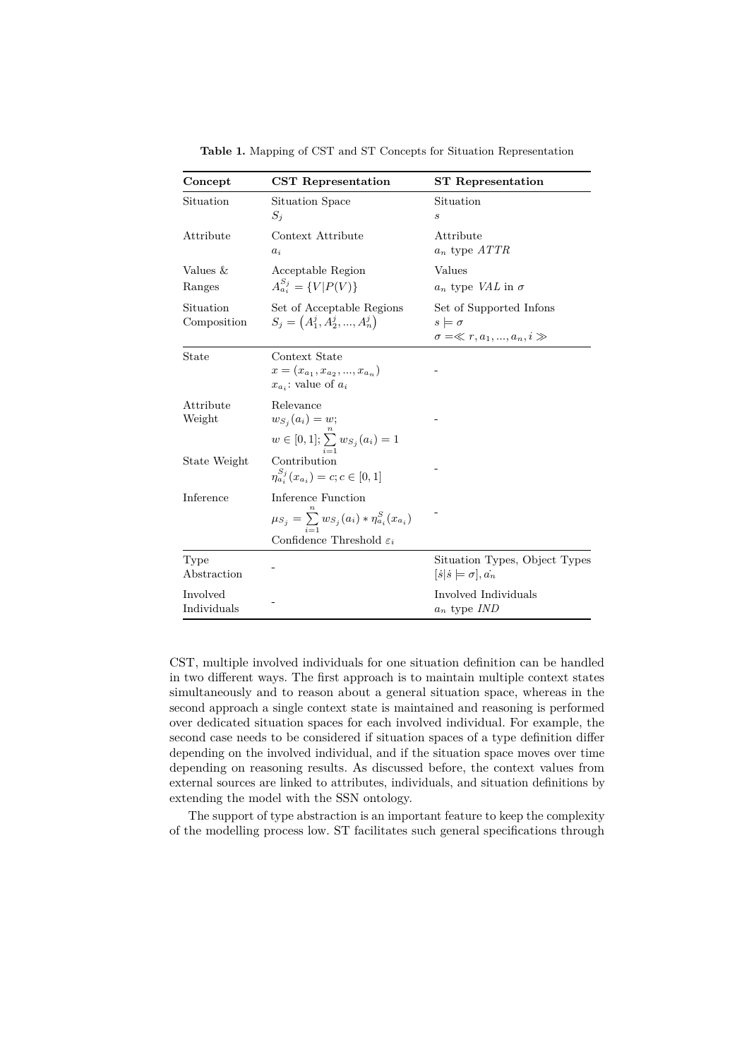**Table 1.** Mapping of CST and ST Concepts for Situation Representation

| Concept | CST Representation | ST Representation |
|---|---|---|
| Situation | Situation Space $S_j$ | Situation $s$ |
| Attribute | Context Attribute $a_i$ | Attribute $a_n$ type *ATTR* |
| Values & Ranges | Acceptable Region $A_{a_i}^{S_j} = \{V \vert P(V)\}$ | Values $a_n$ type *VAL* in $\sigma$ |
| Situation Composition | Set of Acceptable Regions $S_j = \left(A_1^j, A_2^j, ..., A_n^j\right)$ | Set of Supported Infons $s \models \sigma$ $\sigma = \ll r, a_1, ..., a_n, i \gg$ |
| State | Context State $x = (x_{a_1}, x_{a_2}, ..., x_{a_n})$ $x_{a_i}$: value of $a_i$ | - |
| Attribute Weight | Relevance $w_{S_j}(a_i) = w;$ $w \in [0,1]; \sum_{i=1}^{n} w_{S_j}(a_i) = 1$ | - |
| State Weight | Contribution $\eta_{a_i}^{S_j}(x_{a_i}) = c; c \in [0,1]$ | - |
| Inference | Inference Function $\mu_{S_j} = \sum_{i=1}^{n} w_{S_j}(a_i) * \eta_{a_i}^{S}(x_{a_i})$ Confidence Threshold $\varepsilon_i$ | - |
| Type Abstraction | - | Situation Types, Object Types $[\dot{s} \vert \dot{s} \models \sigma], \dot{a_n}$ |
| Involved Individuals | - | Involved Individuals $a_n$ type *IND* |

CST, multiple involved individuals for one situation definition can be handled in two different ways. The first approach is to maintain multiple context states simultaneously and to reason about a general situation space, whereas in the second approach a single context state is maintained and reasoning is performed over dedicated situation spaces for each involved individual. For example, the second case needs to be considered if situation spaces of a type definition differ depending on the involved individual, and if the situation space moves over time depending on reasoning results. As discussed before, the context values from external sources are linked to attributes, individuals, and situation definitions by extending the model with the SSN ontology.

The support of type abstraction is an important feature to keep the complexity of the modelling process low. ST facilitates such general specifications through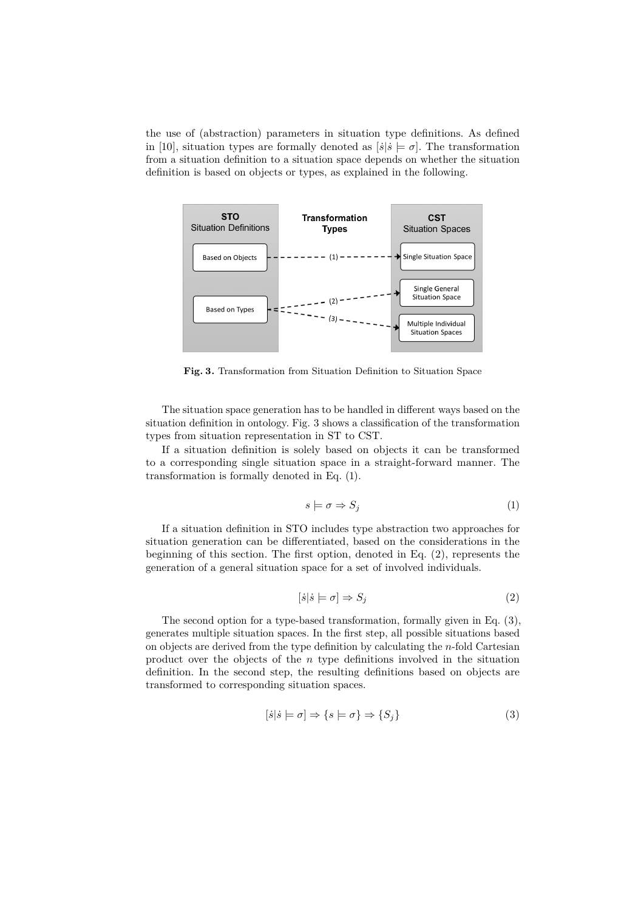the use of (abstraction) parameters in situation type definitions. As defined in [10], situation types are formally denoted as $[\dot{s}|\dot{s} \models \sigma]$. The transformation from a situation definition to a situation space depends on whether the situation definition is based on objects or types, as explained in the following.

**Fig. 3.** Transformation from Situation Definition to Situation Space

The situation space generation has to be handled in different ways based on the situation definition in ontology. Fig. 3 shows a classification of the transformation types from situation representation in ST to CST.

If a situation definition is solely based on objects it can be transformed to a corresponding single situation space in a straight-forward manner. The transformation is formally denoted in Eq. (1).

$$s \models \sigma \Rightarrow S_j \tag{1}$$

If a situation definition in STO includes type abstraction two approaches for situation generation can be differentiated, based on the considerations in the beginning of this section. The first option, denoted in Eq. (2), represents the generation of a general situation space for a set of involved individuals.

$$[\dot{s}|\dot{s} \models \sigma] \Rightarrow S_j \tag{2}$$

The second option for a type-based transformation, formally given in Eq. (3), generates multiple situation spaces. In the first step, all possible situations based on objects are derived from the type definition by calculating the $n$-fold Cartesian product over the objects of the $n$ type definitions involved in the situation definition. In the second step, the resulting definitions based on objects are transformed to corresponding situation spaces.

$$[\dot{s}|\dot{s} \models \sigma] \Rightarrow \{s \models \sigma\} \Rightarrow \{S_j\} \tag{3}$$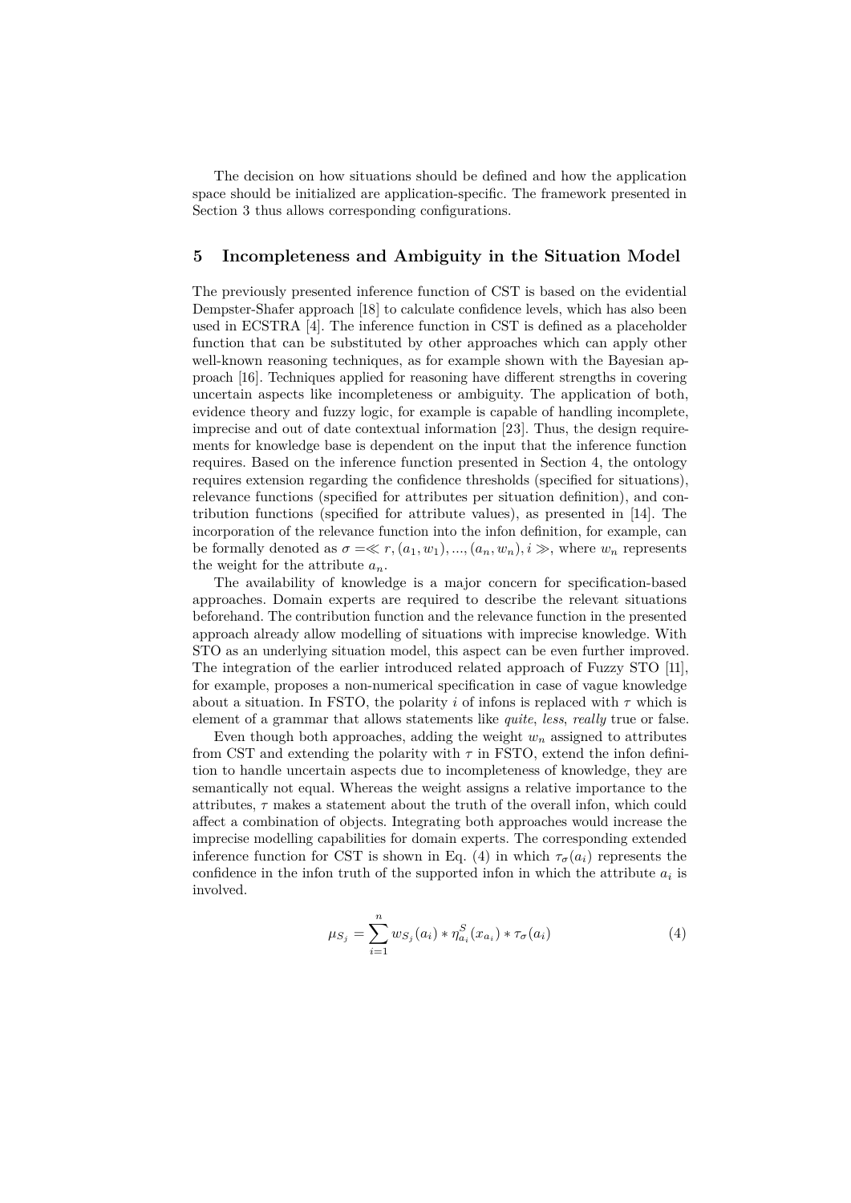The decision on how situations should be defined and how the application space should be initialized are application-specific. The framework presented in Section 3 thus allows corresponding configurations.

## 5 Incompleteness and Ambiguity in the Situation Model

The previously presented inference function of CST is based on the evidential Dempster-Shafer approach [18] to calculate confidence levels, which has also been used in ECSTRA [4]. The inference function in CST is defined as a placeholder function that can be substituted by other approaches which can apply other well-known reasoning techniques, as for example shown with the Bayesian approach [16]. Techniques applied for reasoning have different strengths in covering uncertain aspects like incompleteness or ambiguity. The application of both, evidence theory and fuzzy logic, for example is capable of handling incomplete, imprecise and out of date contextual information [23]. Thus, the design requirements for knowledge base is dependent on the input that the inference function requires. Based on the inference function presented in Section 4, the ontology requires extension regarding the confidence thresholds (specified for situations), relevance functions (specified for attributes per situation definition), and contribution functions (specified for attribute values), as presented in [14]. The incorporation of the relevance function into the infon definition, for example, can be formally denoted as $\sigma = \ll r, (a_1, w_1), ..., (a_n, w_n), i \gg$, where $w_n$ represents the weight for the attribute $a_n$.

The availability of knowledge is a major concern for specification-based approaches. Domain experts are required to describe the relevant situations beforehand. The contribution function and the relevance function in the presented approach already allow modelling of situations with imprecise knowledge. With STO as an underlying situation model, this aspect can be even further improved. The integration of the earlier introduced related approach of Fuzzy STO [11], for example, proposes a non-numerical specification in case of vague knowledge about a situation. In FSTO, the polarity $i$ of infons is replaced with $\tau$ which is element of a grammar that allows statements like *quite*, *less*, *really* true or false.

Even though both approaches, adding the weight $w_n$ assigned to attributes from CST and extending the polarity with $\tau$ in FSTO, extend the infon definition to handle uncertain aspects due to incompleteness of knowledge, they are semantically not equal. Whereas the weight assigns a relative importance to the attributes, $\tau$ makes a statement about the truth of the overall infon, which could affect a combination of objects. Integrating both approaches would increase the imprecise modelling capabilities for domain experts. The corresponding extended inference function for CST is shown in Eq. (4) in which $\tau_\sigma(a_i)$ represents the confidence in the infon truth of the supported infon in which the attribute $a_i$ is involved.

$$\mu_{S_j} = \sum_{i=1}^{n} w_{S_j}(a_i) * \eta_{a_i}^{S}(x_{a_i}) * \tau_\sigma(a_i) \tag{4}$$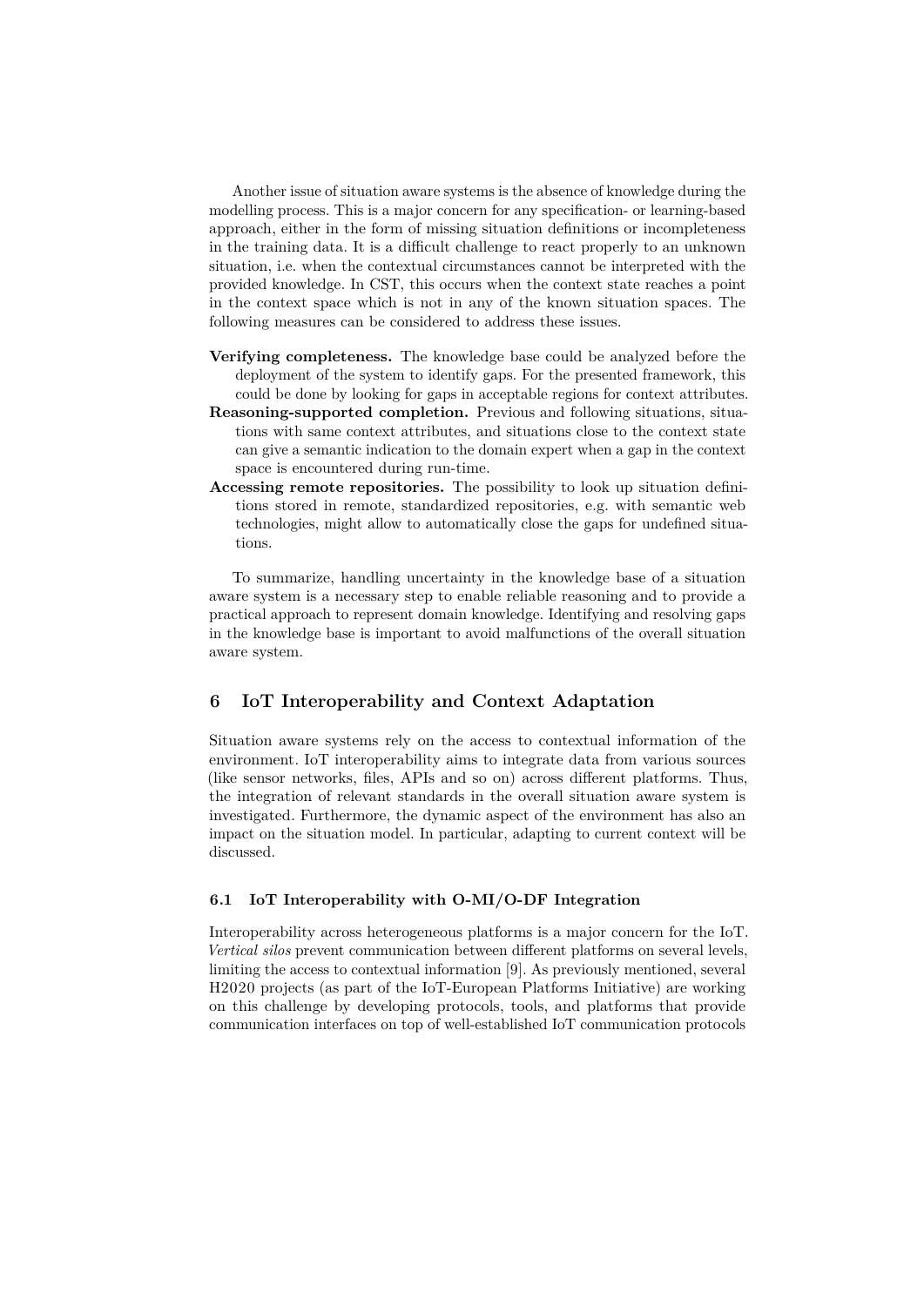Another issue of situation aware systems is the absence of knowledge during the modelling process. This is a major concern for any specification- or learning-based approach, either in the form of missing situation definitions or incompleteness in the training data. It is a difficult challenge to react properly to an unknown situation, i.e. when the contextual circumstances cannot be interpreted with the provided knowledge. In CST, this occurs when the context state reaches a point in the context space which is not in any of the known situation spaces. The following measures can be considered to address these issues.

**Verifying completeness.** The knowledge base could be analyzed before the deployment of the system to identify gaps. For the presented framework, this could be done by looking for gaps in acceptable regions for context attributes.

**Reasoning-supported completion.** Previous and following situations, situations with same context attributes, and situations close to the context state can give a semantic indication to the domain expert when a gap in the context space is encountered during run-time.

**Accessing remote repositories.** The possibility to look up situation definitions stored in remote, standardized repositories, e.g. with semantic web technologies, might allow to automatically close the gaps for undefined situations.

To summarize, handling uncertainty in the knowledge base of a situation aware system is a necessary step to enable reliable reasoning and to provide a practical approach to represent domain knowledge. Identifying and resolving gaps in the knowledge base is important to avoid malfunctions of the overall situation aware system.

## 6 IoT Interoperability and Context Adaptation

Situation aware systems rely on the access to contextual information of the environment. IoT interoperability aims to integrate data from various sources (like sensor networks, files, APIs and so on) across different platforms. Thus, the integration of relevant standards in the overall situation aware system is investigated. Furthermore, the dynamic aspect of the environment has also an impact on the situation model. In particular, adapting to current context will be discussed.

### 6.1 IoT Interoperability with O-MI/O-DF Integration

Interoperability across heterogeneous platforms is a major concern for the IoT. *Vertical silos* prevent communication between different platforms on several levels, limiting the access to contextual information [9]. As previously mentioned, several H2020 projects (as part of the IoT-European Platforms Initiative) are working on this challenge by developing protocols, tools, and platforms that provide communication interfaces on top of well-established IoT communication protocols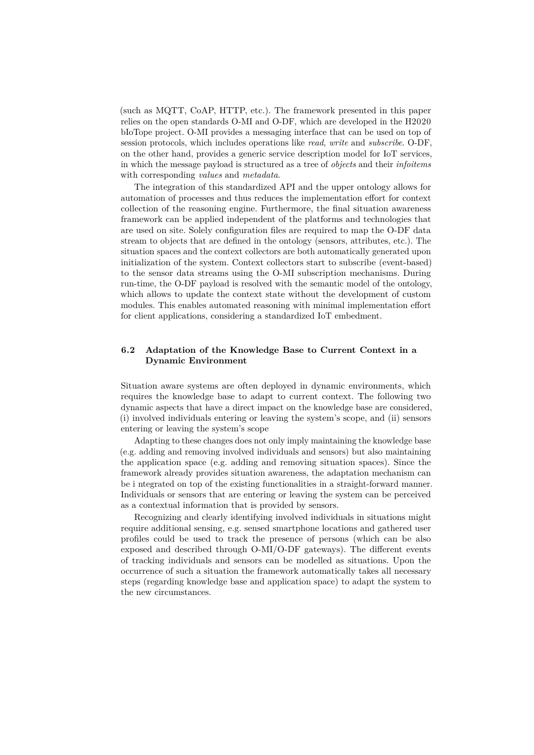(such as MQTT, CoAP, HTTP, etc.). The framework presented in this paper relies on the open standards O-MI and O-DF, which are developed in the H2020 bIoTope project. O-MI provides a messaging interface that can be used on top of session protocols, which includes operations like *read*, *write* and *subscribe*. O-DF, on the other hand, provides a generic service description model for IoT services, in which the message payload is structured as a tree of *objects* and their *infoitems* with corresponding *values* and *metadata*.

The integration of this standardized API and the upper ontology allows for automation of processes and thus reduces the implementation effort for context collection of the reasoning engine. Furthermore, the final situation awareness framework can be applied independent of the platforms and technologies that are used on site. Solely configuration files are required to map the O-DF data stream to objects that are defined in the ontology (sensors, attributes, etc.). The situation spaces and the context collectors are both automatically generated upon initialization of the system. Context collectors start to subscribe (event-based) to the sensor data streams using the O-MI subscription mechanisms. During run-time, the O-DF payload is resolved with the semantic model of the ontology, which allows to update the context state without the development of custom modules. This enables automated reasoning with minimal implementation effort for client applications, considering a standardized IoT embedment.

### 6.2 Adaptation of the Knowledge Base to Current Context in a Dynamic Environment

Situation aware systems are often deployed in dynamic environments, which requires the knowledge base to adapt to current context. The following two dynamic aspects that have a direct impact on the knowledge base are considered, (i) involved individuals entering or leaving the system's scope, and (ii) sensors entering or leaving the system's scope

Adapting to these changes does not only imply maintaining the knowledge base (e.g. adding and removing involved individuals and sensors) but also maintaining the application space (e.g. adding and removing situation spaces). Since the framework already provides situation awareness, the adaptation mechanism can be i ntegrated on top of the existing functionalities in a straight-forward manner. Individuals or sensors that are entering or leaving the system can be perceived as a contextual information that is provided by sensors.

Recognizing and clearly identifying involved individuals in situations might require additional sensing, e.g. sensed smartphone locations and gathered user profiles could be used to track the presence of persons (which can be also exposed and described through O-MI/O-DF gateways). The different events of tracking individuals and sensors can be modelled as situations. Upon the occurrence of such a situation the framework automatically takes all necessary steps (regarding knowledge base and application space) to adapt the system to the new circumstances.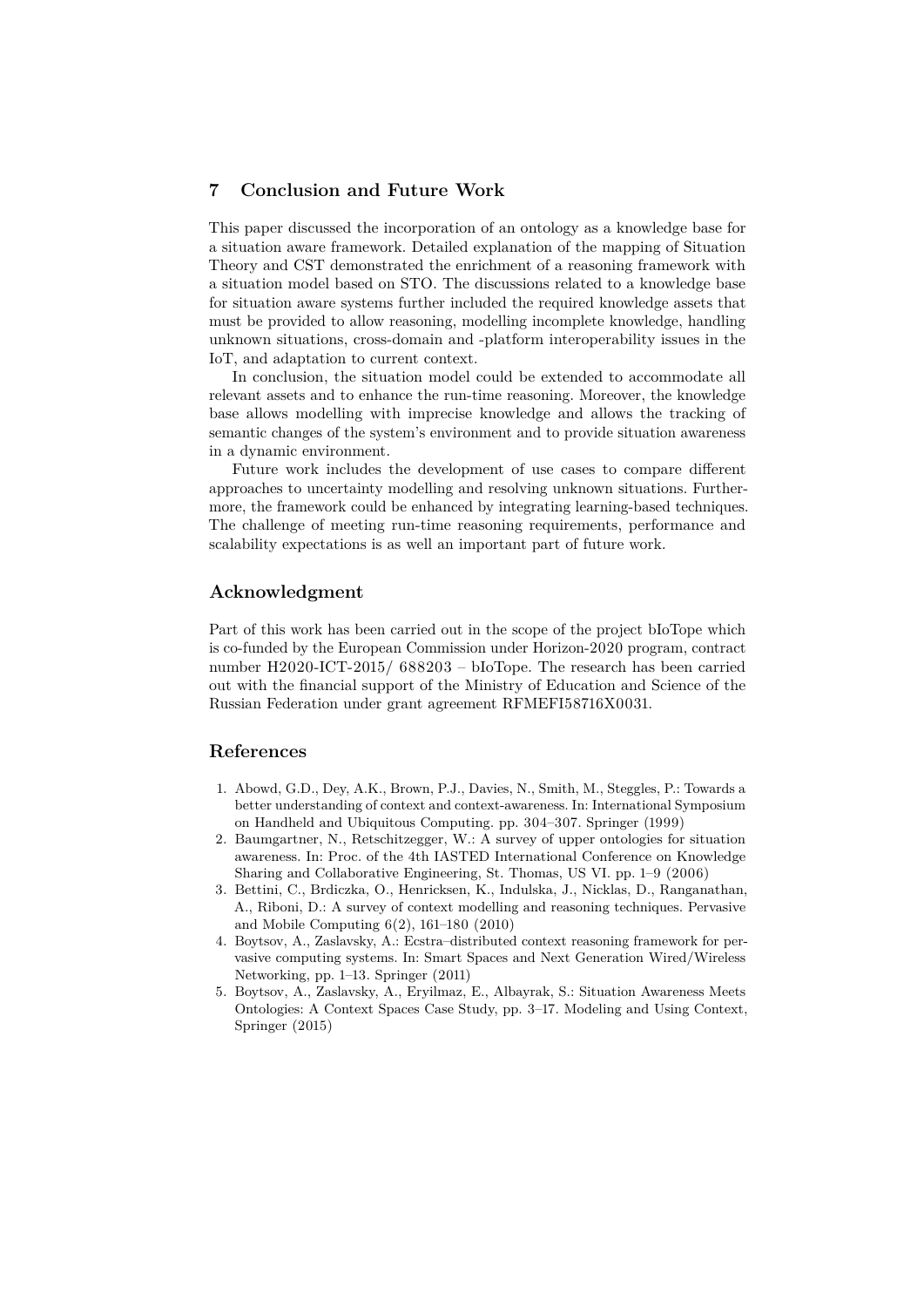## 7 Conclusion and Future Work

This paper discussed the incorporation of an ontology as a knowledge base for a situation aware framework. Detailed explanation of the mapping of Situation Theory and CST demonstrated the enrichment of a reasoning framework with a situation model based on STO. The discussions related to a knowledge base for situation aware systems further included the required knowledge assets that must be provided to allow reasoning, modelling incomplete knowledge, handling unknown situations, cross-domain and -platform interoperability issues in the IoT, and adaptation to current context.

In conclusion, the situation model could be extended to accommodate all relevant assets and to enhance the run-time reasoning. Moreover, the knowledge base allows modelling with imprecise knowledge and allows the tracking of semantic changes of the system's environment and to provide situation awareness in a dynamic environment.

Future work includes the development of use cases to compare different approaches to uncertainty modelling and resolving unknown situations. Furthermore, the framework could be enhanced by integrating learning-based techniques. The challenge of meeting run-time reasoning requirements, performance and scalability expectations is as well an important part of future work.

## Acknowledgment

Part of this work has been carried out in the scope of the project bIoTope which is co-funded by the European Commission under Horizon-2020 program, contract number H2020-ICT-2015/ 688203 – bIoTope. The research has been carried out with the financial support of the Ministry of Education and Science of the Russian Federation under grant agreement RFMEFI58716X0031.

## References

1. Abowd, G.D., Dey, A.K., Brown, P.J., Davies, N., Smith, M., Steggles, P.: Towards a better understanding of context and context-awareness. In: International Symposium on Handheld and Ubiquitous Computing. pp. 304–307. Springer (1999)
2. Baumgartner, N., Retschitzegger, W.: A survey of upper ontologies for situation awareness. In: Proc. of the 4th IASTED International Conference on Knowledge Sharing and Collaborative Engineering, St. Thomas, US VI. pp. 1–9 (2006)
3. Bettini, C., Brdiczka, O., Henricksen, K., Indulska, J., Nicklas, D., Ranganathan, A., Riboni, D.: A survey of context modelling and reasoning techniques. Pervasive and Mobile Computing 6(2), 161–180 (2010)
4. Boytsov, A., Zaslavsky, A.: Ecstra–distributed context reasoning framework for pervasive computing systems. In: Smart Spaces and Next Generation Wired/Wireless Networking, pp. 1–13. Springer (2011)
5. Boytsov, A., Zaslavsky, A., Eryilmaz, E., Albayrak, S.: Situation Awareness Meets Ontologies: A Context Spaces Case Study, pp. 3–17. Modeling and Using Context, Springer (2015)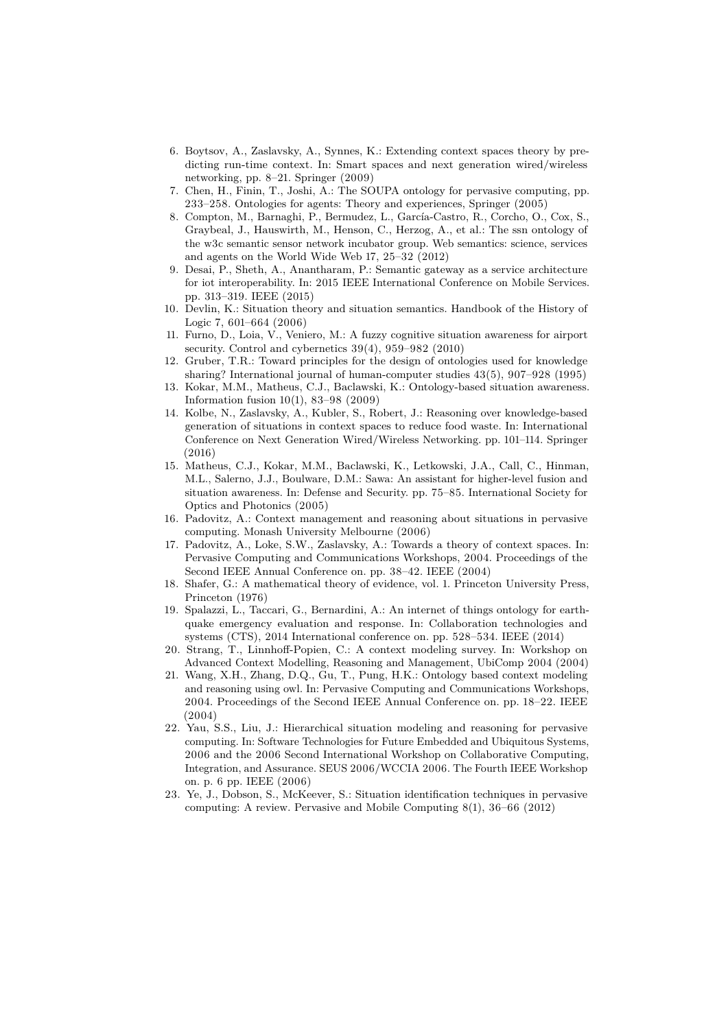6. Boytsov, A., Zaslavsky, A., Synnes, K.: Extending context spaces theory by predicting run-time context. In: Smart spaces and next generation wired/wireless networking, pp. 8–21. Springer (2009)
7. Chen, H., Finin, T., Joshi, A.: The SOUPA ontology for pervasive computing, pp. 233–258. Ontologies for agents: Theory and experiences, Springer (2005)
8. Compton, M., Barnaghi, P., Bermudez, L., García-Castro, R., Corcho, O., Cox, S., Graybeal, J., Hauswirth, M., Henson, C., Herzog, A., et al.: The ssn ontology of the w3c semantic sensor network incubator group. Web semantics: science, services and agents on the World Wide Web 17, 25–32 (2012)
9. Desai, P., Sheth, A., Anantharam, P.: Semantic gateway as a service architecture for iot interoperability. In: 2015 IEEE International Conference on Mobile Services. pp. 313–319. IEEE (2015)
10. Devlin, K.: Situation theory and situation semantics. Handbook of the History of Logic 7, 601–664 (2006)
11. Furno, D., Loia, V., Veniero, M.: A fuzzy cognitive situation awareness for airport security. Control and cybernetics 39(4), 959–982 (2010)
12. Gruber, T.R.: Toward principles for the design of ontologies used for knowledge sharing? International journal of human-computer studies 43(5), 907–928 (1995)
13. Kokar, M.M., Matheus, C.J., Baclawski, K.: Ontology-based situation awareness. Information fusion 10(1), 83–98 (2009)
14. Kolbe, N., Zaslavsky, A., Kubler, S., Robert, J.: Reasoning over knowledge-based generation of situations in context spaces to reduce food waste. In: International Conference on Next Generation Wired/Wireless Networking. pp. 101–114. Springer (2016)
15. Matheus, C.J., Kokar, M.M., Baclawski, K., Letkowski, J.A., Call, C., Hinman, M.L., Salerno, J.J., Boulware, D.M.: Sawa: An assistant for higher-level fusion and situation awareness. In: Defense and Security. pp. 75–85. International Society for Optics and Photonics (2005)
16. Padovitz, A.: Context management and reasoning about situations in pervasive computing. Monash University Melbourne (2006)
17. Padovitz, A., Loke, S.W., Zaslavsky, A.: Towards a theory of context spaces. In: Pervasive Computing and Communications Workshops, 2004. Proceedings of the Second IEEE Annual Conference on. pp. 38–42. IEEE (2004)
18. Shafer, G.: A mathematical theory of evidence, vol. 1. Princeton University Press, Princeton (1976)
19. Spalazzi, L., Taccari, G., Bernardini, A.: An internet of things ontology for earthquake emergency evaluation and response. In: Collaboration technologies and systems (CTS), 2014 International conference on. pp. 528–534. IEEE (2014)
20. Strang, T., Linnhoff-Popien, C.: A context modeling survey. In: Workshop on Advanced Context Modelling, Reasoning and Management, UbiComp 2004 (2004)
21. Wang, X.H., Zhang, D.Q., Gu, T., Pung, H.K.: Ontology based context modeling and reasoning using owl. In: Pervasive Computing and Communications Workshops, 2004. Proceedings of the Second IEEE Annual Conference on. pp. 18–22. IEEE (2004)
22. Yau, S.S., Liu, J.: Hierarchical situation modeling and reasoning for pervasive computing. In: Software Technologies for Future Embedded and Ubiquitous Systems, 2006 and the 2006 Second International Workshop on Collaborative Computing, Integration, and Assurance. SEUS 2006/WCCIA 2006. The Fourth IEEE Workshop on. p. 6 pp. IEEE (2006)
23. Ye, J., Dobson, S., McKeever, S.: Situation identification techniques in pervasive computing: A review. Pervasive and Mobile Computing 8(1), 36–66 (2012)